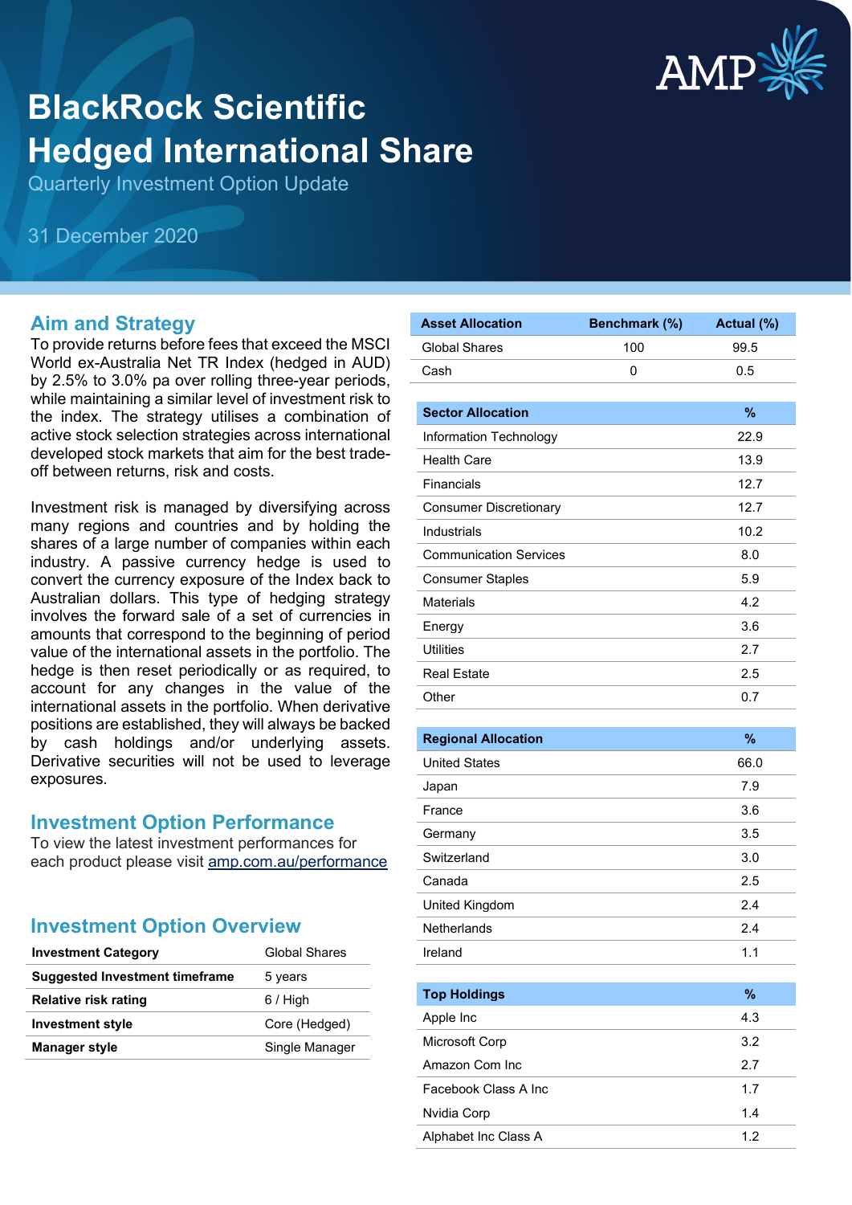# BlackRock Scientific Hedged International Share

Quarterly Investment Option Update

31 December 2020

## Aim and Strategy

To provide returns before fees that exceed the MSCI World ex-Australia Net TR Index (hedged in AUD) by 2.5% to 3.0% pa over rolling three-year periods, while maintaining a similar level of investment risk to the index. The strategy utilises a combination of active stock selection strategies across international developed stock markets that aim for the best trade-off between returns, risk and costs.

Investment risk is managed by diversifying across many regions and countries and by holding the shares of a large number of companies within each industry. A passive currency hedge is used to convert the currency exposure of the Index back to Australian dollars. This type of hedging strategy involves the forward sale of a set of currencies in amounts that correspond to the beginning of period value of the international assets in the portfolio. The hedge is then reset periodically or as required, to account for any changes in the value of the international assets in the portfolio. When derivative positions are established, they will always be backed by cash holdings and/or underlying assets. Derivative securities will not be used to leverage exposures.

## Investment Option Performance

To view the latest investment performances for each product please visit amp.com.au/performance

## Investment Option Overview

| | |
|---|---|
| **Investment Category** | Global Shares |
| **Suggested Investment timeframe** | 5 years |
| **Relative risk rating** | 6 / High |
| **Investment style** | Core (Hedged) |
| **Manager style** | Single Manager |

| Asset Allocation | Benchmark (%) | Actual (%) |
|---|---|---|
| Global Shares | 100 | 99.5 |
| Cash | 0 | 0.5 |

| Sector Allocation | % |
|---|---|
| Information Technology | 22.9 |
| Health Care | 13.9 |
| Financials | 12.7 |
| Consumer Discretionary | 12.7 |
| Industrials | 10.2 |
| Communication Services | 8.0 |
| Consumer Staples | 5.9 |
| Materials | 4.2 |
| Energy | 3.6 |
| Utilities | 2.7 |
| Real Estate | 2.5 |
| Other | 0.7 |

| Regional Allocation | % |
|---|---|
| United States | 66.0 |
| Japan | 7.9 |
| France | 3.6 |
| Germany | 3.5 |
| Switzerland | 3.0 |
| Canada | 2.5 |
| United Kingdom | 2.4 |
| Netherlands | 2.4 |
| Ireland | 1.1 |

| Top Holdings | % |
|---|---|
| Apple Inc | 4.3 |
| Microsoft Corp | 3.2 |
| Amazon Com Inc | 2.7 |
| Facebook Class A Inc | 1.7 |
| Nvidia Corp | 1.4 |
| Alphabet Inc Class A | 1.2 |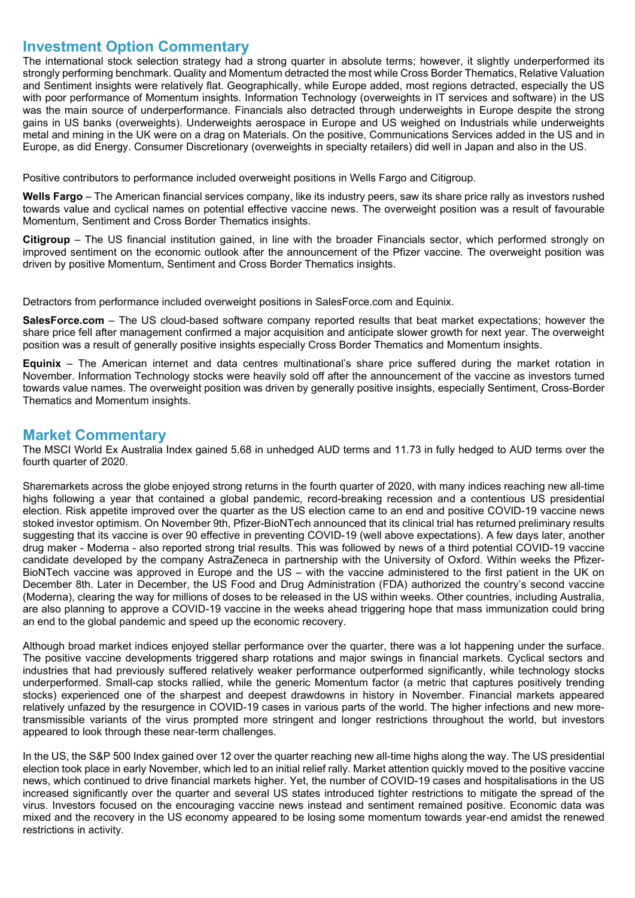## Investment Option Commentary

The international stock selection strategy had a strong quarter in absolute terms; however, it slightly underperformed its strongly performing benchmark. Quality and Momentum detracted the most while Cross Border Thematics, Relative Valuation and Sentiment insights were relatively flat. Geographically, while Europe added, most regions detracted, especially the US with poor performance of Momentum insights. Information Technology (overweights in IT services and software) in the US was the main source of underperformance. Financials also detracted through underweights in Europe despite the strong gains in US banks (overweights). Underweights aerospace in Europe and US weighed on Industrials while underweights metal and mining in the UK were on a drag on Materials. On the positive, Communications Services added in the US and in Europe, as did Energy. Consumer Discretionary (overweights in specialty retailers) did well in Japan and also in the US.

Positive contributors to performance included overweight positions in Wells Fargo and Citigroup.

**Wells Fargo** – The American financial services company, like its industry peers, saw its share price rally as investors rushed towards value and cyclical names on potential effective vaccine news. The overweight position was a result of favourable Momentum, Sentiment and Cross Border Thematics insights.

**Citigroup** – The US financial institution gained, in line with the broader Financials sector, which performed strongly on improved sentiment on the economic outlook after the announcement of the Pfizer vaccine. The overweight position was driven by positive Momentum, Sentiment and Cross Border Thematics insights.

Detractors from performance included overweight positions in SalesForce.com and Equinix.

**SalesForce.com** – The US cloud-based software company reported results that beat market expectations; however the share price fell after management confirmed a major acquisition and anticipate slower growth for next year. The overweight position was a result of generally positive insights especially Cross Border Thematics and Momentum insights.

**Equinix** – The American internet and data centres multinational's share price suffered during the market rotation in November. Information Technology stocks were heavily sold off after the announcement of the vaccine as investors turned towards value names. The overweight position was driven by generally positive insights, especially Sentiment, Cross-Border Thematics and Momentum insights.

## Market Commentary

The MSCI World Ex Australia Index gained 5.68 in unhedged AUD terms and 11.73 in fully hedged to AUD terms over the fourth quarter of 2020.

Sharemarkets across the globe enjoyed strong returns in the fourth quarter of 2020, with many indices reaching new all-time highs following a year that contained a global pandemic, record-breaking recession and a contentious US presidential election. Risk appetite improved over the quarter as the US election came to an end and positive COVID-19 vaccine news stoked investor optimism. On November 9th, Pfizer-BioNTech announced that its clinical trial has returned preliminary results suggesting that its vaccine is over 90 effective in preventing COVID-19 (well above expectations). A few days later, another drug maker - Moderna - also reported strong trial results. This was followed by news of a third potential COVID-19 vaccine candidate developed by the company AstraZeneca in partnership with the University of Oxford. Within weeks the Pfizer-BioNTech vaccine was approved in Europe and the US – with the vaccine administered to the first patient in the UK on December 8th. Later in December, the US Food and Drug Administration (FDA) authorized the country's second vaccine (Moderna), clearing the way for millions of doses to be released in the US within weeks. Other countries, including Australia, are also planning to approve a COVID-19 vaccine in the weeks ahead triggering hope that mass immunization could bring an end to the global pandemic and speed up the economic recovery.

Although broad market indices enjoyed stellar performance over the quarter, there was a lot happening under the surface. The positive vaccine developments triggered sharp rotations and major swings in financial markets. Cyclical sectors and industries that had previously suffered relatively weaker performance outperformed significantly, while technology stocks underperformed. Small-cap stocks rallied, while the generic Momentum factor (a metric that captures positively trending stocks) experienced one of the sharpest and deepest drawdowns in history in November. Financial markets appeared relatively unfazed by the resurgence in COVID-19 cases in various parts of the world. The higher infections and new more-transmissible variants of the virus prompted more stringent and longer restrictions throughout the world, but investors appeared to look through these near-term challenges.

In the US, the S&P 500 Index gained over 12 over the quarter reaching new all-time highs along the way. The US presidential election took place in early November, which led to an initial relief rally. Market attention quickly moved to the positive vaccine news, which continued to drive financial markets higher. Yet, the number of COVID-19 cases and hospitalisations in the US increased significantly over the quarter and several US states introduced tighter restrictions to mitigate the spread of the virus. Investors focused on the encouraging vaccine news instead and sentiment remained positive. Economic data was mixed and the recovery in the US economy appeared to be losing some momentum towards year-end amidst the renewed restrictions in activity.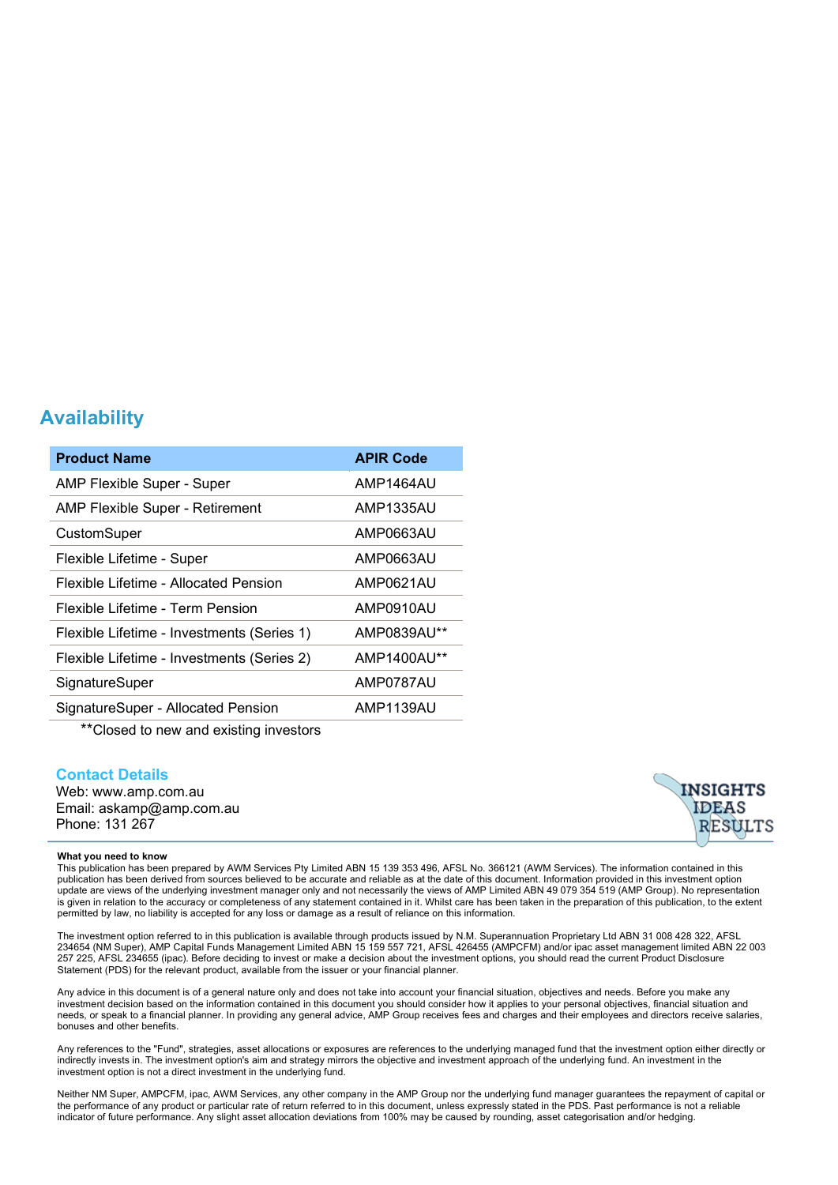## Availability

| Product Name | APIR Code |
|---|---|
| AMP Flexible Super - Super | AMP1464AU |
| AMP Flexible Super - Retirement | AMP1335AU |
| CustomSuper | AMP0663AU |
| Flexible Lifetime - Super | AMP0663AU |
| Flexible Lifetime - Allocated Pension | AMP0621AU |
| Flexible Lifetime - Term Pension | AMP0910AU |
| Flexible Lifetime - Investments (Series 1) | AMP0839AU** |
| Flexible Lifetime - Investments (Series 2) | AMP1400AU** |
| SignatureSuper | AMP0787AU |
| SignatureSuper - Allocated Pension | AMP1139AU |

**Closed to new and existing investors

### Contact Details

Web: www.amp.com.au
Email: askamp@amp.com.au
Phone: 131 267

INSIGHTS IDEAS RESULTS

**What you need to know**

This publication has been prepared by AWM Services Pty Limited ABN 15 139 353 496, AFSL No. 366121 (AWM Services). The information contained in this publication has been derived from sources believed to be accurate and reliable as at the date of this document. Information provided in this investment option update are views of the underlying investment manager only and not necessarily the views of AMP Limited ABN 49 079 354 519 (AMP Group). No representation is given in relation to the accuracy or completeness of any statement contained in it. Whilst care has been taken in the preparation of this publication, to the extent permitted by law, no liability is accepted for any loss or damage as a result of reliance on this information.

The investment option referred to in this publication is available through products issued by N.M. Superannuation Proprietary Ltd ABN 31 008 428 322, AFSL 234654 (NM Super), AMP Capital Funds Management Limited ABN 15 159 557 721, AFSL 426455 (AMPCFM) and/or ipac asset management limited ABN 22 003 257 225, AFSL 234655 (ipac). Before deciding to invest or make a decision about the investment options, you should read the current Product Disclosure Statement (PDS) for the relevant product, available from the issuer or your financial planner.

Any advice in this document is of a general nature only and does not take into account your financial situation, objectives and needs. Before you make any investment decision based on the information contained in this document you should consider how it applies to your personal objectives, financial situation and needs, or speak to a financial planner. In providing any general advice, AMP Group receives fees and charges and their employees and directors receive salaries, bonuses and other benefits.

Any references to the "Fund", strategies, asset allocations or exposures are references to the underlying managed fund that the investment option either directly or indirectly invests in. The investment option's aim and strategy mirrors the objective and investment approach of the underlying fund. An investment in the investment option is not a direct investment in the underlying fund.

Neither NM Super, AMPCFM, ipac, AWM Services, any other company in the AMP Group nor the underlying fund manager guarantees the repayment of capital or the performance of any product or particular rate of return referred to in this document, unless expressly stated in the PDS. Past performance is not a reliable indicator of future performance. Any slight asset allocation deviations from 100% may be caused by rounding, asset categorisation and/or hedging.